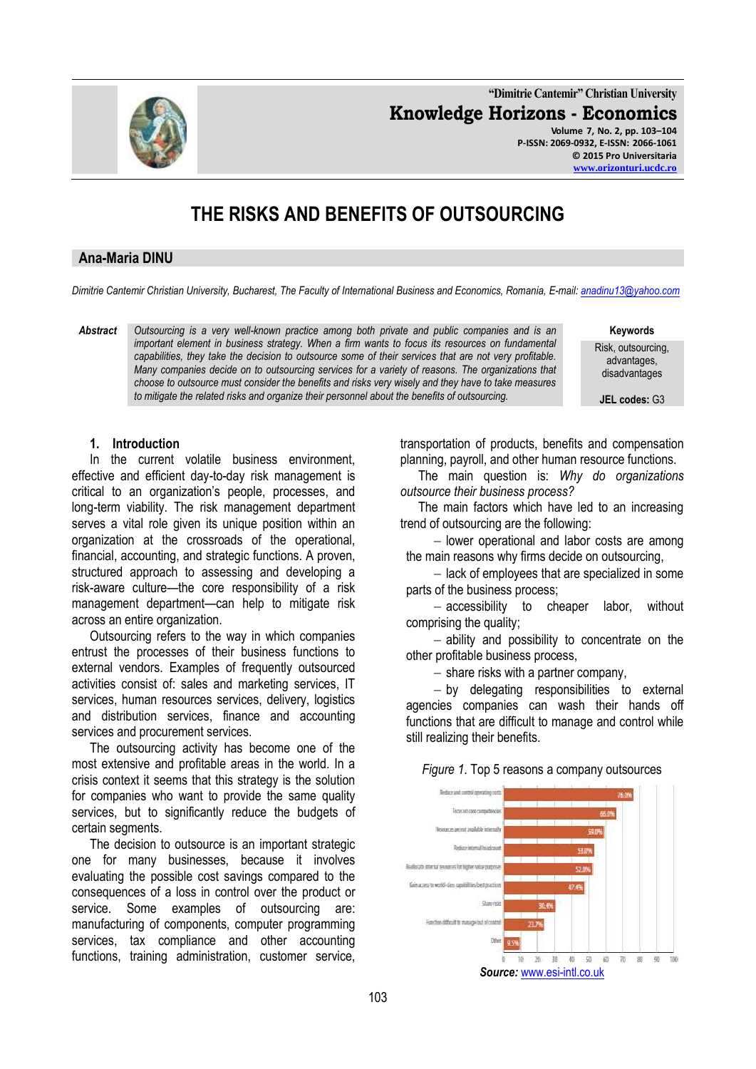"Dimitrie Cantemir" Christian University
**Knowledge Horizons - Economics**
Volume 7, No. 2, pp. 103–104
P-ISSN: 2069-0932, E-ISSN: 2066-1061
© 2015 Pro Universitaria
www.orizonturi.ucdc.ro

# THE RISKS AND BENEFITS OF OUTSOURCING

## Ana-Maria DINU

*Dimitrie Cantemir Christian University, Bucharest, The Faculty of International Business and Economics, Romania, E-mail: anadinu13@yahoo.com*

**Abstract** *Outsourcing is a very well-known practice among both private and public companies and is an important element in business strategy. When a firm wants to focus its resources on fundamental capabilities, they take the decision to outsource some of their services that are not very profitable. Many companies decide on to outsourcing services for a variety of reasons. The organizations that choose to outsource must consider the benefits and risks very wisely and they have to take measures to mitigate the related risks and organize their personnel about the benefits of outsourcing.*

**Keywords**
Risk, outsourcing, advantages, disadvantages

**JEL codes:** G3

### 1. Introduction

In the current volatile business environment, effective and efficient day-to-day risk management is critical to an organization's people, processes, and long-term viability. The risk management department serves a vital role given its unique position within an organization at the crossroads of the operational, financial, accounting, and strategic functions. A proven, structured approach to assessing and developing a risk-aware culture—the core responsibility of a risk management department—can help to mitigate risk across an entire organization.

Outsourcing refers to the way in which companies entrust the processes of their business functions to external vendors. Examples of frequently outsourced activities consist of: sales and marketing services, IT services, human resources services, delivery, logistics and distribution services, finance and accounting services and procurement services.

The outsourcing activity has become one of the most extensive and profitable areas in the world. In a crisis context it seems that this strategy is the solution for companies who want to provide the same quality services, but to significantly reduce the budgets of certain segments.

The decision to outsource is an important strategic one for many businesses, because it involves evaluating the possible cost savings compared to the consequences of a loss in control over the product or service. Some examples of outsourcing are: manufacturing of components, computer programming services, tax compliance and other accounting functions, training administration, customer service, transportation of products, benefits and compensation planning, payroll, and other human resource functions.

The main question is: *Why do organizations outsource their business process?*

The main factors which have led to an increasing trend of outsourcing are the following:

- lower operational and labor costs are among the main reasons why firms decide on outsourcing,
- lack of employees that are specialized in some parts of the business process;
- accessibility to cheaper labor, without comprising the quality;
- ability and possibility to concentrate on the other profitable business process,
- share risks with a partner company,
- by delegating responsibilities to external agencies companies can wash their hands off functions that are difficult to manage and control while still realizing their benefits.

*Figure 1*. Top 5 reasons a company outsources

| Reason | % |
|---|---|
| Reduce and control operating costs | 76.0% |
| Focus on core competencies | 66.0% |
| Resources are not available internally | 59.0% |
| Reduce internal headcount | 53.0% |
| Reallocate internal resources for higher value purposes | 52.0% |
| Gain access to world-class capabilities/best practices | 47.4% |
| Share risk | 30.4% |
| Function difficult to manage/out of control | 23.7% |
| Other | 9.5% |

***Source:*** www.esi-intl.co.uk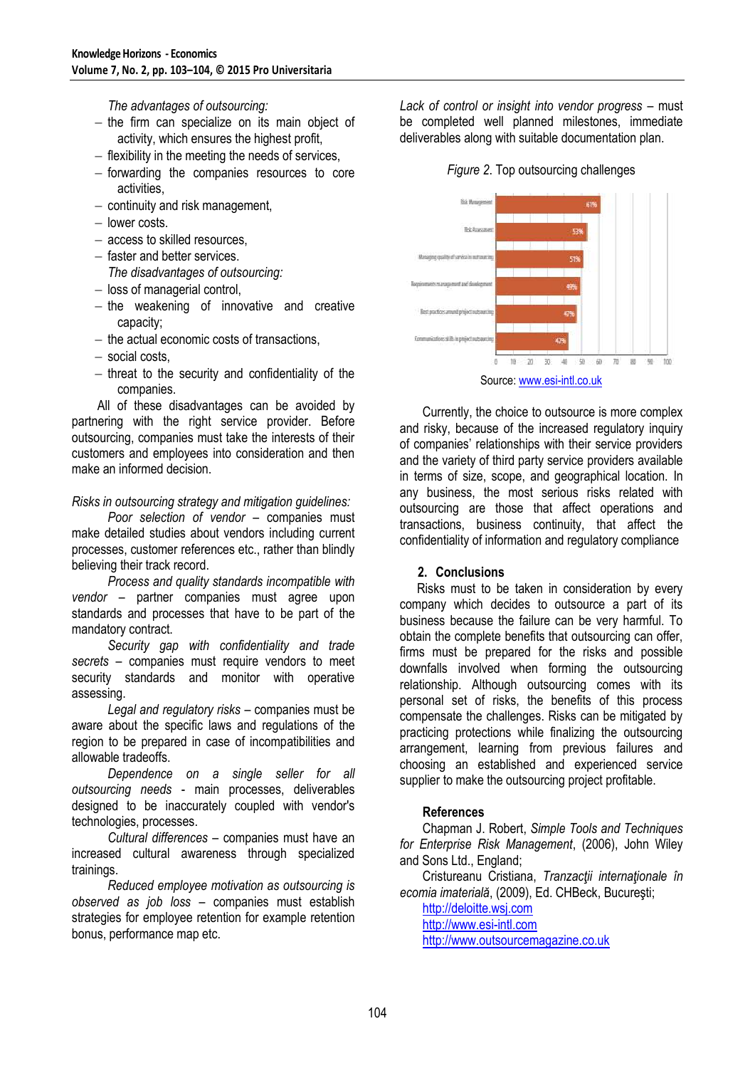*The advantages of outsourcing:*

- the firm can specialize on its main object of activity, which ensures the highest profit,
- flexibility in the meeting the needs of services,
- forwarding the companies resources to core activities,
- continuity and risk management,
- lower costs.
- access to skilled resources,
- faster and better services.

*The disadvantages of outsourcing:*

- loss of managerial control,
- the weakening of innovative and creative capacity;
- the actual economic costs of transactions,
- social costs,
- threat to the security and confidentiality of the companies.

All of these disadvantages can be avoided by partnering with the right service provider. Before outsourcing, companies must take the interests of their customers and employees into consideration and then make an informed decision.

*Risks in outsourcing strategy and mitigation guidelines:*

*Poor selection of vendor* – companies must make detailed studies about vendors including current processes, customer references etc., rather than blindly believing their track record.

*Process and quality standards incompatible with vendor* – partner companies must agree upon standards and processes that have to be part of the mandatory contract.

*Security gap with confidentiality and trade secrets* – companies must require vendors to meet security standards and monitor with operative assessing.

*Legal and regulatory risks* – companies must be aware about the specific laws and regulations of the region to be prepared in case of incompatibilities and allowable tradeoffs.

*Dependence on a single seller for all outsourcing needs* - main processes, deliverables designed to be inaccurately coupled with vendor's technologies, processes.

*Cultural differences* – companies must have an increased cultural awareness through specialized trainings.

*Reduced employee motivation as outsourcing is observed as job loss* – companies must establish strategies for employee retention for example retention bonus, performance map etc.

*Lack of control or insight into vendor progress* – must be completed well planned milestones, immediate deliverables along with suitable documentation plan.

*Figure 2.* Top outsourcing challenges

Risk Management 61%
Risk Assessment 53%
Managing quality of services in outsourcing 51%
Requirements management and development 49%
Best practices around project outsourcing 47%
Communications skills in project outsourcing 42%

0 10 20 30 40 50 60 70 80 90 100

Source: www.esi-intl.co.uk

Currently, the choice to outsource is more complex and risky, because of the increased regulatory inquiry of companies' relationships with their service providers and the variety of third party service providers available in terms of size, scope, and geographical location. In any business, the most serious risks related with outsourcing are those that affect operations and transactions, business continuity, that affect the confidentiality of information and regulatory compliance

## 2. Conclusions

Risks must to be taken in consideration by every company which decides to outsource a part of its business because the failure can be very harmful. To obtain the complete benefits that outsourcing can offer, firms must be prepared for the risks and possible downfalls involved when forming the outsourcing relationship. Although outsourcing comes with its personal set of risks, the benefits of this process compensate the challenges. Risks can be mitigated by practicing protections while finalizing the outsourcing arrangement, learning from previous failures and choosing an established and experienced service supplier to make the outsourcing project profitable.

## References

Chapman J. Robert, *Simple Tools and Techniques for Enterprise Risk Management*, (2006), John Wiley and Sons Ltd., England;

Cristureanu Cristiana, *Tranzacţii internaţionale în ecomia imaterială*, (2009), Ed. CHBeck, Bucureşti;

http://deloitte.wsj.com

http://www.esi-intl.com

http://www.outsourcemagazine.co.uk